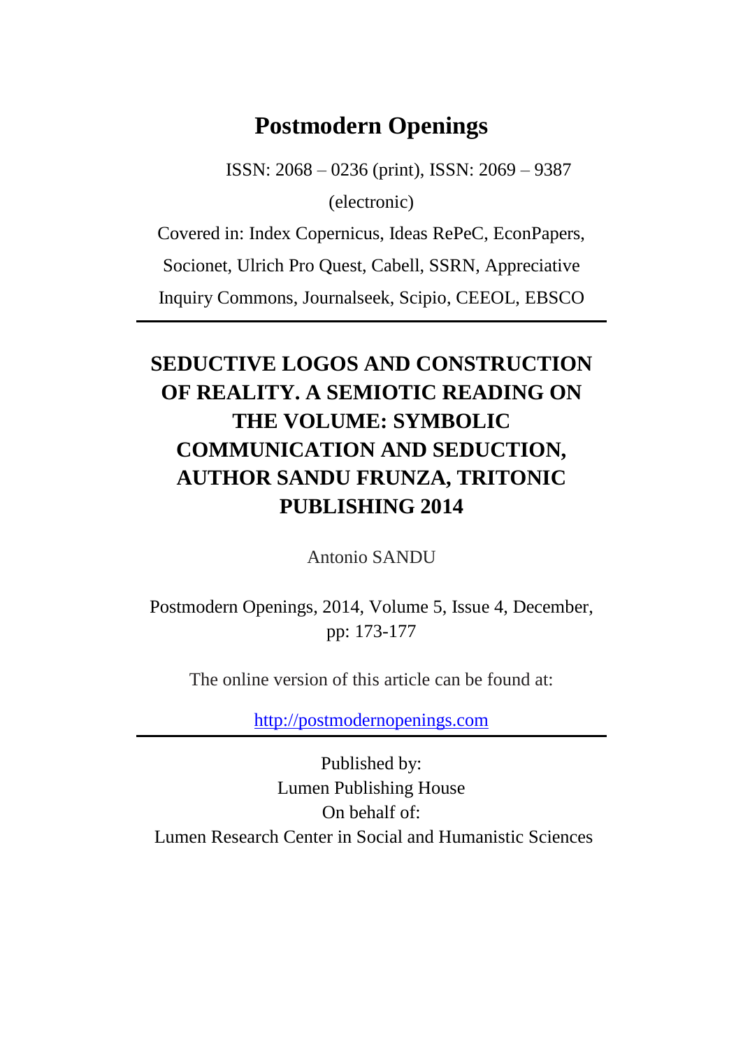# Postmodern Openings

ISSN: 2068 – 0236 (print), ISSN: 2069 – 9387 (electronic)

Covered in: Index Copernicus, Ideas RePeC, EconPapers, Socionet, Ulrich Pro Quest, Cabell, SSRN, Appreciative Inquiry Commons, Journalseek, Scipio, CEEOL, EBSCO

---

## SEDUCTIVE LOGOS AND CONSTRUCTION OF REALITY. A SEMIOTIC READING ON THE VOLUME: SYMBOLIC COMMUNICATION AND SEDUCTION, AUTHOR SANDU FRUNZA, TRITONIC PUBLISHING 2014

Antonio SANDU

Postmodern Openings, 2014, Volume 5, Issue 4, December, pp: 173-177

The online version of this article can be found at:

[http://postmodernopenings.com](http://postmodernopenings.com)

---

Published by:
Lumen Publishing House
On behalf of:
Lumen Research Center in Social and Humanistic Sciences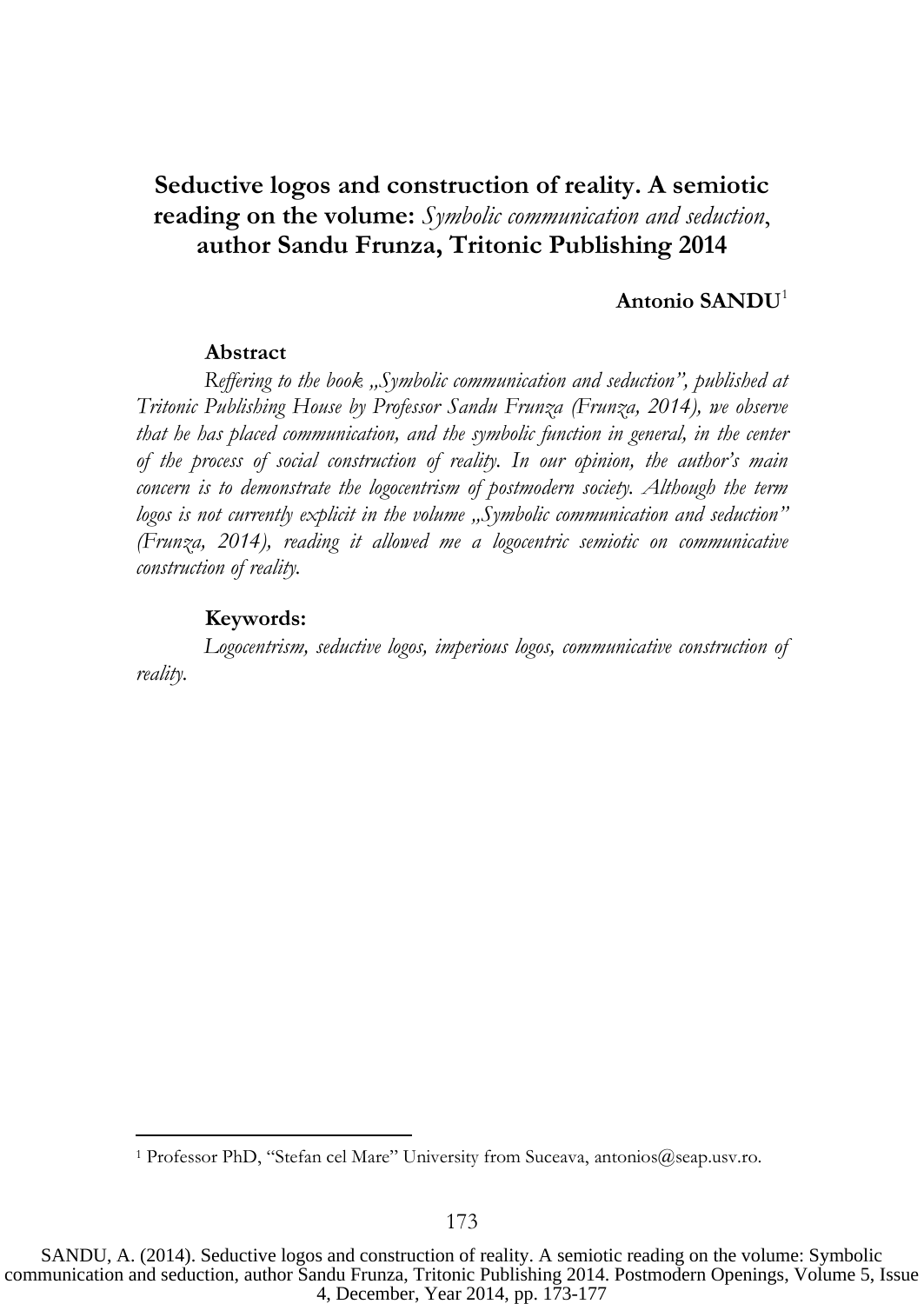# Seductive logos and construction of reality. A semiotic reading on the volume: *Symbolic communication and seduction*, author Sandu Frunza, Tritonic Publishing 2014

**Antonio SANDU**[1]

**Abstract**

*Reffering to the book „Symbolic communication and seduction", published at Tritonic Publishing House by Professor Sandu Frunza (Frunza, 2014), we observe that he has placed communication, and the symbolic function in general, in the center of the process of social construction of reality. In our opinion, the author's main concern is to demonstrate the logocentrism of postmodern society. Although the term logos is not currently explicit in the volume „Symbolic communication and seduction" (Frunza, 2014), reading it allowed me a logocentric semiotic on communicative construction of reality.*

**Keywords:**

*Logocentrism, seductive logos, imperious logos, communicative construction of reality.*

---

[1] Professor PhD, "Stefan cel Mare" University from Suceava, antonios@seap.usv.ro.

SANDU, A. (2014). Seductive logos and construction of reality. A semiotic reading on the volume: Symbolic communication and seduction, author Sandu Frunza, Tritonic Publishing 2014. Postmodern Openings, Volume 5, Issue 4, December, Year 2014, pp. 173-177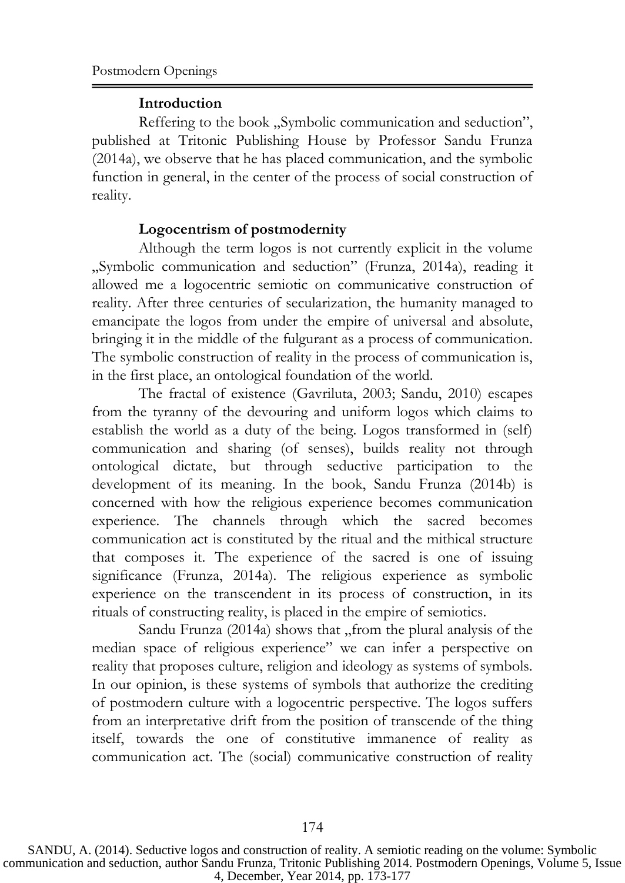## Introduction

Reffering to the book „Symbolic communication and seduction", published at Tritonic Publishing House by Professor Sandu Frunza (2014a), we observe that he has placed communication, and the symbolic function in general, in the center of the process of social construction of reality.

## Logocentrism of postmodernity

Although the term logos is not currently explicit in the volume „Symbolic communication and seduction" (Frunza, 2014a), reading it allowed me a logocentric semiotic on communicative construction of reality. After three centuries of secularization, the humanity managed to emancipate the logos from under the empire of universal and absolute, bringing it in the middle of the fulgurant as a process of communication. The symbolic construction of reality in the process of communication is, in the first place, an ontological foundation of the world.

The fractal of existence (Gavriluta, 2003; Sandu, 2010) escapes from the tyranny of the devouring and uniform logos which claims to establish the world as a duty of the being. Logos transformed in (self) communication and sharing (of senses), builds reality not through ontological dictate, but through seductive participation to the development of its meaning. In the book, Sandu Frunza (2014b) is concerned with how the religious experience becomes communication experience. The channels through which the sacred becomes communication act is constituted by the ritual and the mithical structure that composes it. The experience of the sacred is one of issuing significance (Frunza, 2014a). The religious experience as symbolic experience on the transcendent in its process of construction, in its rituals of constructing reality, is placed in the empire of semiotics.

Sandu Frunza (2014a) shows that „from the plural analysis of the median space of religious experience" we can infer a perspective on reality that proposes culture, religion and ideology as systems of symbols. In our opinion, is these systems of symbols that authorize the crediting of postmodern culture with a logocentric perspective. The logos suffers from an interpretative drift from the position of transcende of the thing itself, towards the one of constitutive immanence of reality as communication act. The (social) communicative construction of reality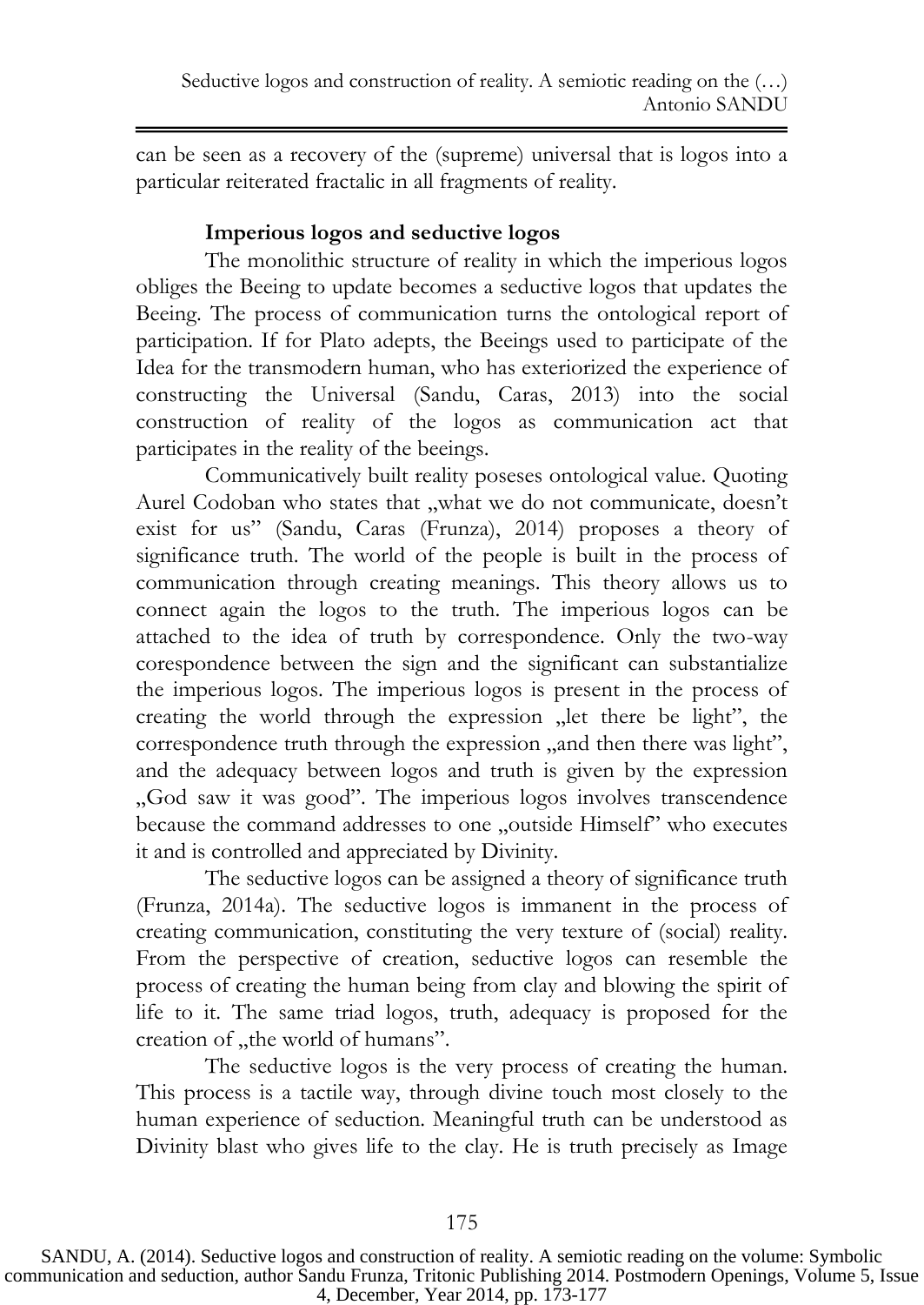can be seen as a recovery of the (supreme) universal that is logos into a particular reiterated fractalic in all fragments of reality.

**Imperious logos and seductive logos**

The monolithic structure of reality in which the imperious logos obliges the Beeing to update becomes a seductive logos that updates the Beeing. The process of communication turns the ontological report of participation. If for Plato adepts, the Beeings used to participate of the Idea for the transmodern human, who has exteriorized the experience of constructing the Universal (Sandu, Caras, 2013) into the social construction of reality of the logos as communication act that participates in the reality of the beeings.

Communicatively built reality poseses ontological value. Quoting Aurel Codoban who states that „what we do not communicate, doesn't exist for us" (Sandu, Caras (Frunza), 2014) proposes a theory of significance truth. The world of the people is built in the process of communication through creating meanings. This theory allows us to connect again the logos to the truth. The imperious logos can be attached to the idea of truth by correspondence. Only the two-way corespondence between the sign and the significant can substantialize the imperious logos. The imperious logos is present in the process of creating the world through the expression „let there be light", the correspondence truth through the expression „and then there was light", and the adequacy between logos and truth is given by the expression „God saw it was good". The imperious logos involves transcendence because the command addresses to one „outside Himself" who executes it and is controlled and appreciated by Divinity.

The seductive logos can be assigned a theory of significance truth (Frunza, 2014a). The seductive logos is immanent in the process of creating communication, constituting the very texture of (social) reality. From the perspective of creation, seductive logos can resemble the process of creating the human being from clay and blowing the spirit of life to it. The same triad logos, truth, adequacy is proposed for the creation of „the world of humans".

The seductive logos is the very process of creating the human. This process is a tactile way, through divine touch most closely to the human experience of seduction. Meaningful truth can be understood as Divinity blast who gives life to the clay. He is truth precisely as Image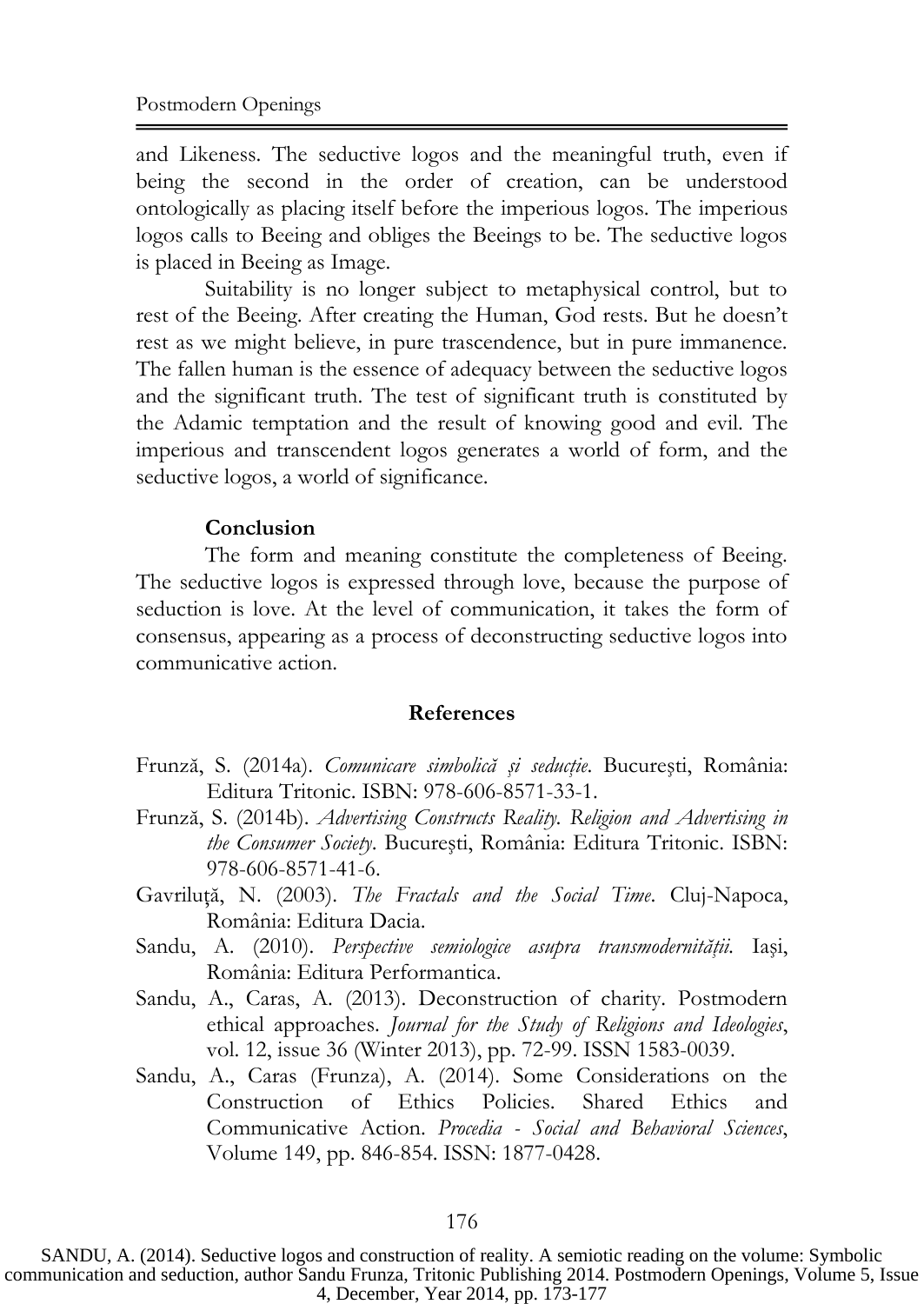and Likeness. The seductive logos and the meaningful truth, even if being the second in the order of creation, can be understood ontologically as placing itself before the imperious logos. The imperious logos calls to Beeing and obliges the Beeings to be. The seductive logos is placed in Beeing as Image.

Suitability is no longer subject to metaphysical control, but to rest of the Beeing. After creating the Human, God rests. But he doesn't rest as we might believe, in pure trascendence, but in pure immanence. The fallen human is the essence of adequacy between the seductive logos and the significant truth. The test of significant truth is constituted by the Adamic temptation and the result of knowing good and evil. The imperious and transcendent logos generates a world of form, and the seductive logos, a world of significance.

## Conclusion

The form and meaning constitute the completeness of Beeing. The seductive logos is expressed through love, because the purpose of seduction is love. At the level of communication, it takes the form of consensus, appearing as a process of deconstructing seductive logos into communicative action.

## References

Frunză, S. (2014a). *Comunicare simbolică și seducție*. București, România: Editura Tritonic. ISBN: 978-606-8571-33-1.

Frunză, S. (2014b). *Advertising Constructs Reality. Religion and Advertising in the Consumer Society*. Bucureşti, România: Editura Tritonic. ISBN: 978-606-8571-41-6.

Gavriluță, N. (2003). *The Fractals and the Social Time*. Cluj-Napoca, România: Editura Dacia.

Sandu, A. (2010). *Perspective semiologice asupra transmodernității.* Iaşi, România: Editura Performantica.

Sandu, A., Caras, A. (2013). Deconstruction of charity. Postmodern ethical approaches. *Journal for the Study of Religions and Ideologies*, vol. 12, issue 36 (Winter 2013), pp. 72-99. ISSN 1583-0039.

Sandu, A., Caras (Frunza), A. (2014). Some Considerations on the Construction of Ethics Policies. Shared Ethics and Communicative Action. *Procedia - Social and Behavioral Sciences*, Volume 149, pp. 846-854. ISSN: 1877-0428.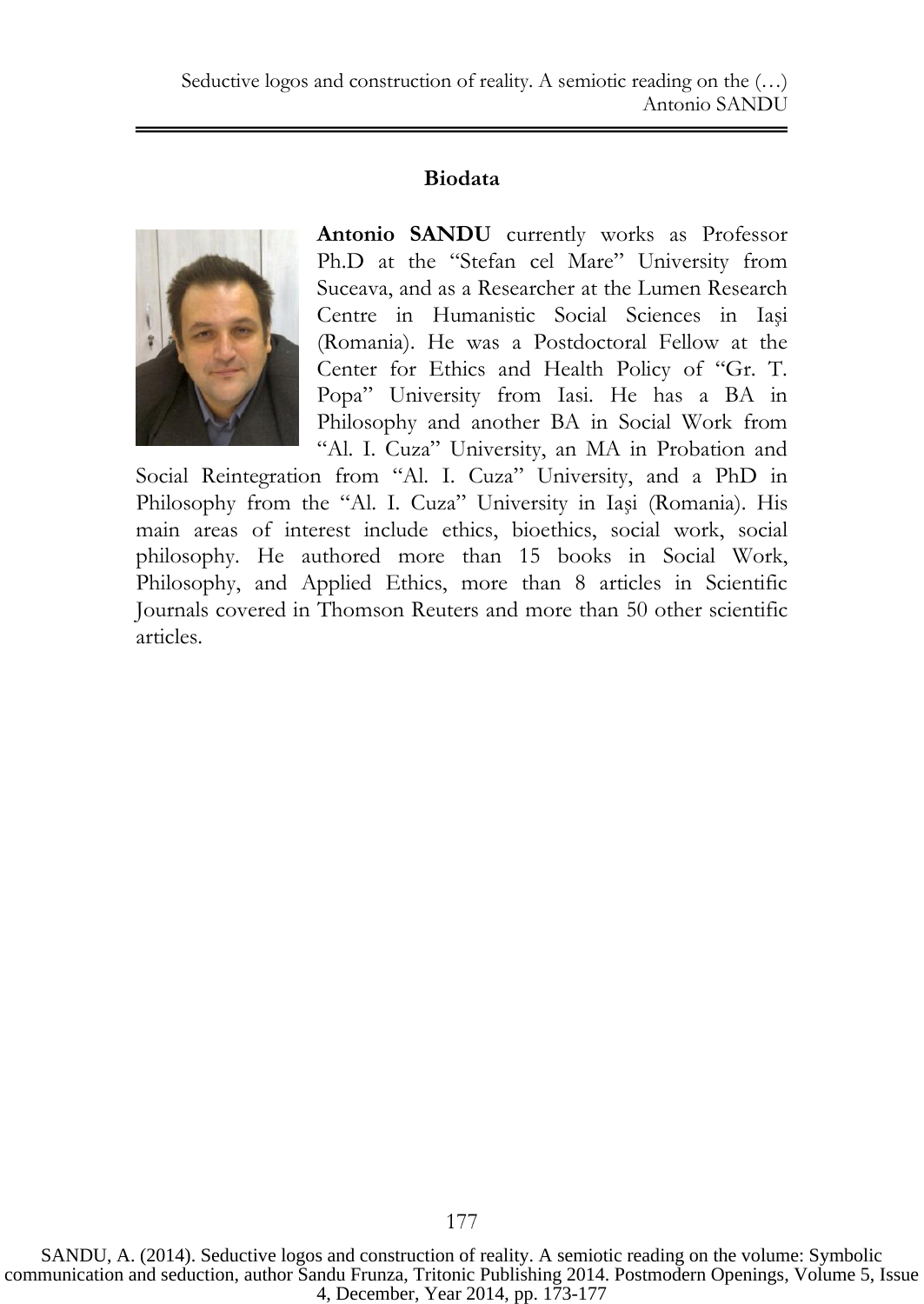## Biodata

**Antonio SANDU** currently works as Professor Ph.D at the "Stefan cel Mare" University from Suceava, and as a Researcher at the Lumen Research Centre in Humanistic Social Sciences in Iaşi (Romania). He was a Postdoctoral Fellow at the Center for Ethics and Health Policy of "Gr. T. Popa" University from Iasi. He has a BA in Philosophy and another BA in Social Work from "Al. I. Cuza" University, an MA in Probation and Social Reintegration from "Al. I. Cuza" University, and a PhD in Philosophy from the "Al. I. Cuza" University in Iaşi (Romania). His main areas of interest include ethics, bioethics, social work, social philosophy. He authored more than 15 books in Social Work, Philosophy, and Applied Ethics, more than 8 articles in Scientific Journals covered in Thomson Reuters and more than 50 other scientific articles.